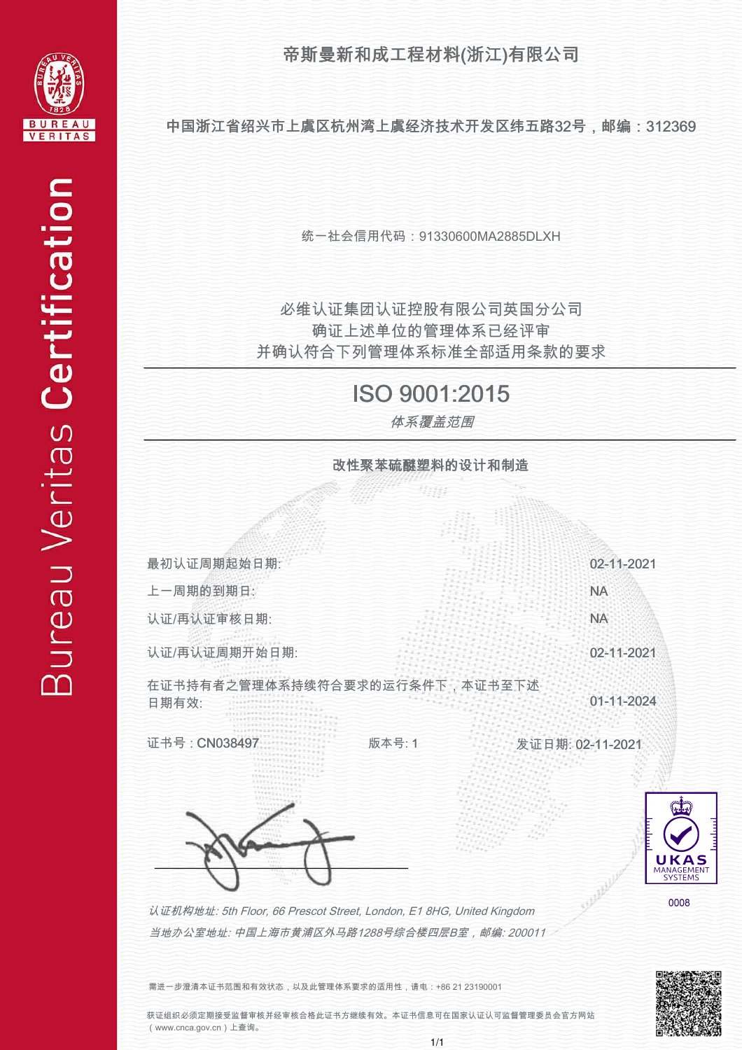Bureau Veritas Certification

# 帝斯曼新和成工程材料(浙江)有限公司

**中国浙江省绍兴市上虞区杭州湾上虞经济技术开发区纬五路32号，邮编：312369**

统一社会信用代码：91330600MA2885DLXH

必维认证集团认证控股有限公司英国分公司
确证上述单位的管理体系已经评审
并确认符合下列管理体系标准全部适用条款的要求

---

## ISO 9001:2015

*体系覆盖范围*

---

**改性聚苯硫醚塑料的设计和制造**

| | |
|---|---|
| 最初认证周期起始日期: | 02-11-2021 |
| 上一周期的到期日: | NA |
| 认证/再认证审核日期: | NA |
| 认证/再认证周期开始日期: | 02-11-2021 |
| 在证书持有者之管理体系持续符合要求的运行条件下，本证书至下述日期有效: | 01-11-2024 |

证书号：CN038497　　版本号: 1　　发证日期: 02-11-2021

UKAS MANAGEMENT SYSTEMS 0008

*认证机构地址: 5th Floor, 66 Prescot Street, London, E1 8HG, United Kingdom*

*当地办公室地址: 中国上海市黄浦区外马路1288号综合楼四层B室，邮编: 200011*

需进一步澄清本证书范围和有效状态，以及此管理体系要求的适用性，请电：+86 21 23190001

获证组织必须定期接受监督审核并经审核合格此证书方继续有效。本证书信息可在国家认证认可监督管理委员会官方网站（www.cnca.gov.cn）上查询。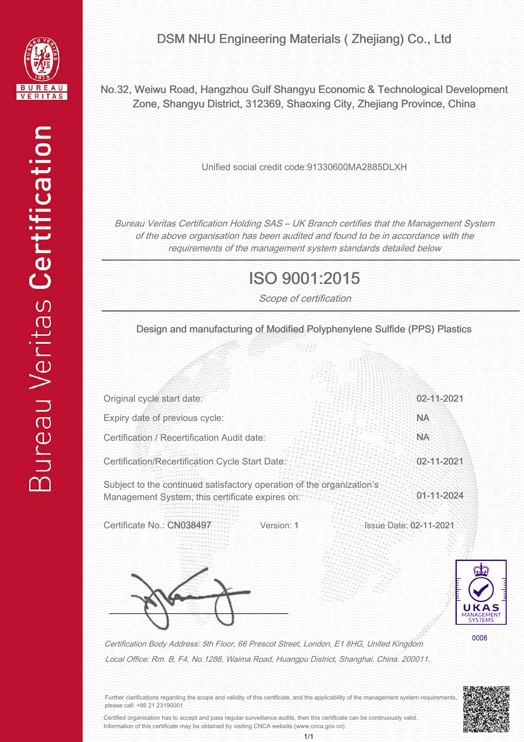# DSM NHU Engineering Materials ( Zhejiang) Co., Ltd

No.32, Weiwu Road, Hangzhou Gulf Shangyu Economic & Technological Development Zone, Shangyu District, 312369, Shaoxing City, Zhejiang Province, China

Unified social credit code:91330600MA2885DLXH

*Bureau Veritas Certification Holding SAS – UK Branch certifies that the Management System of the above organisation has been audited and found to be in accordance with the requirements of the management system standards detailed below*

## ISO 9001:2015

*Scope of certification*

Design and manufacturing of Modified Polyphenylene Sulfide (PPS) Plastics

| | |
|---|---|
| Original cycle start date: | 02-11-2021 |
| Expiry date of previous cycle: | NA |
| Certification / Recertification Audit date: | NA |
| Certification/Recertification Cycle Start Date: | 02-11-2021 |
| Subject to the continued satisfactory operation of the organization's Management System, this certificate expires on: | 01-11-2024 |

Certificate No.: CN038497 Version: 1 Issue Date: 02-11-2021

UKAS MANAGEMENT SYSTEMS 0008

*Certification Body Address: 5th Floor, 66 Prescot Street, London, E1 8HG, United Kingdom*

*Local Office: Rm. B, F4, No.1288, Waima Road, Huangpu District, Shanghai, China. 200011.*

Further clarifications regarding the scope and validity of this certificate, and the applicability of the management system requirements, please call: +86 21 23190001

Certified organisation has to accept and pass regular surveillance audits, then this certificate can be continuously valid. Information of this certificate may be obtained by visiting CNCA website (www.cnca.gov.cn).

Bureau Veritas Certification